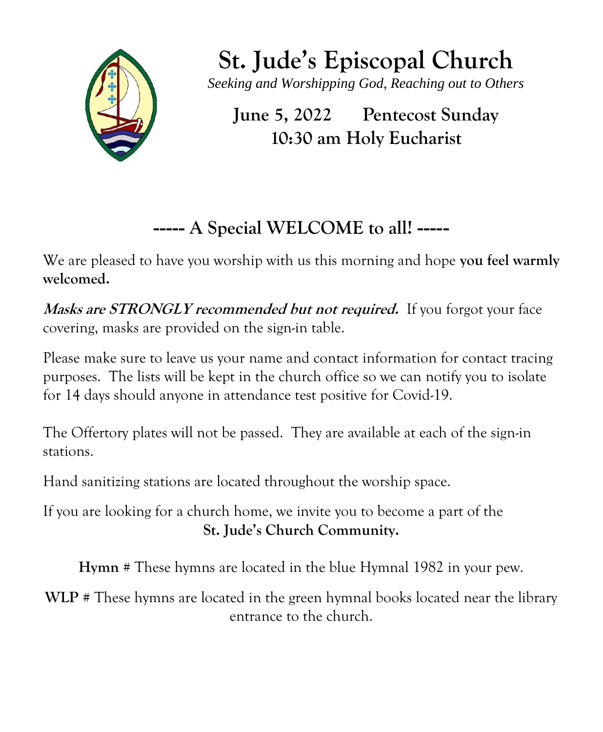# St. Jude's Episcopal Church

*Seeking and Worshipping God, Reaching out to Others*

## June 5, 2022 Pentecost Sunday
## 10:30 am Holy Eucharist

## ----- A Special WELCOME to all! -----

We are pleased to have you worship with us this morning and hope **you feel warmly welcomed.**

***Masks are STRONGLY recommended but not required.*** If you forgot your face covering, masks are provided on the sign-in table.

Please make sure to leave us your name and contact information for contact tracing purposes. The lists will be kept in the church office so we can notify you to isolate for 14 days should anyone in attendance test positive for Covid-19.

The Offertory plates will not be passed. They are available at each of the sign-in stations.

Hand sanitizing stations are located throughout the worship space.

If you are looking for a church home, we invite you to become a part of the **St. Jude's Church Community.**

**Hymn** # These hymns are located in the blue Hymnal 1982 in your pew.

**WLP** # These hymns are located in the green hymnal books located near the library entrance to the church.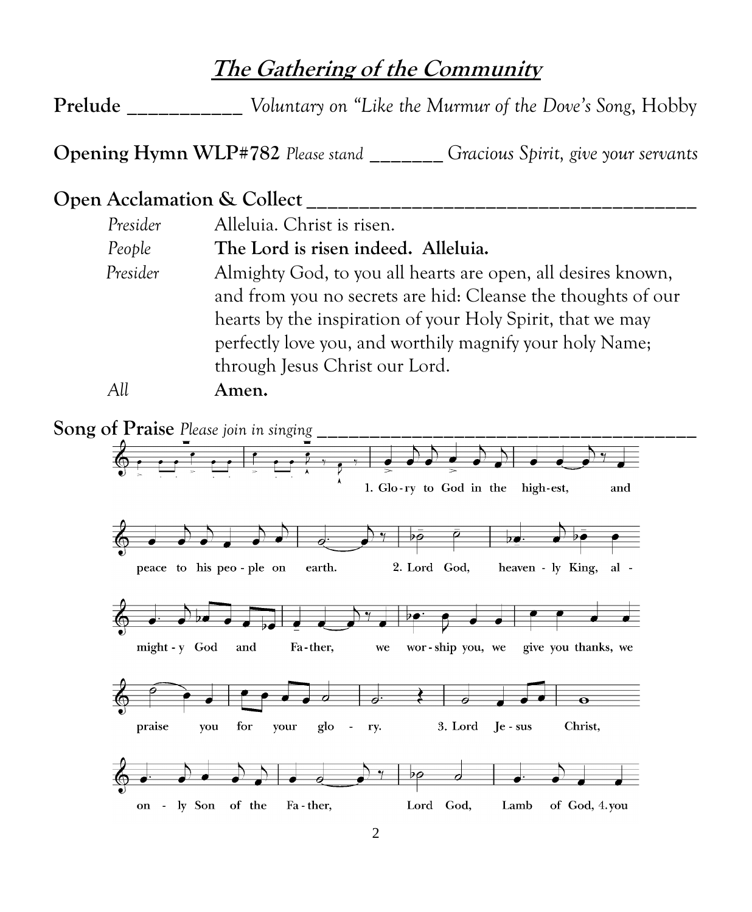# *The Gathering of the Community*

**Prelude** ___________ *Voluntary on "Like the Murmur of the Dove's Song,* Hobby

**Opening Hymn WLP#782** *Please stand* _______ *Gracious Spirit, give your servants*

**Open Acclamation & Collect** ______________________________________

| | |
|---|---|
| *Presider* | Alleluia. Christ is risen. |
| *People* | **The Lord is risen indeed. Alleluia.** |
| *Presider* | Almighty God, to you all hearts are open, all desires known, and from you no secrets are hid: Cleanse the thoughts of our hearts by the inspiration of your Holy Spirit, that we may perfectly love you, and worthily magnify your holy Name; through Jesus Christ our Lord. |
| *All* | **Amen.** |

**Song of Praise** *Please join in singing* ______________________________________

1. Glory to God in the highest, and peace to his people on earth.
2. Lord God, heavenly King, almighty God and Father, we worship you, we give you thanks, we praise you for your glory.
3. Lord Jesus Christ, only Son of the Father, Lord God, Lamb of God, 4. you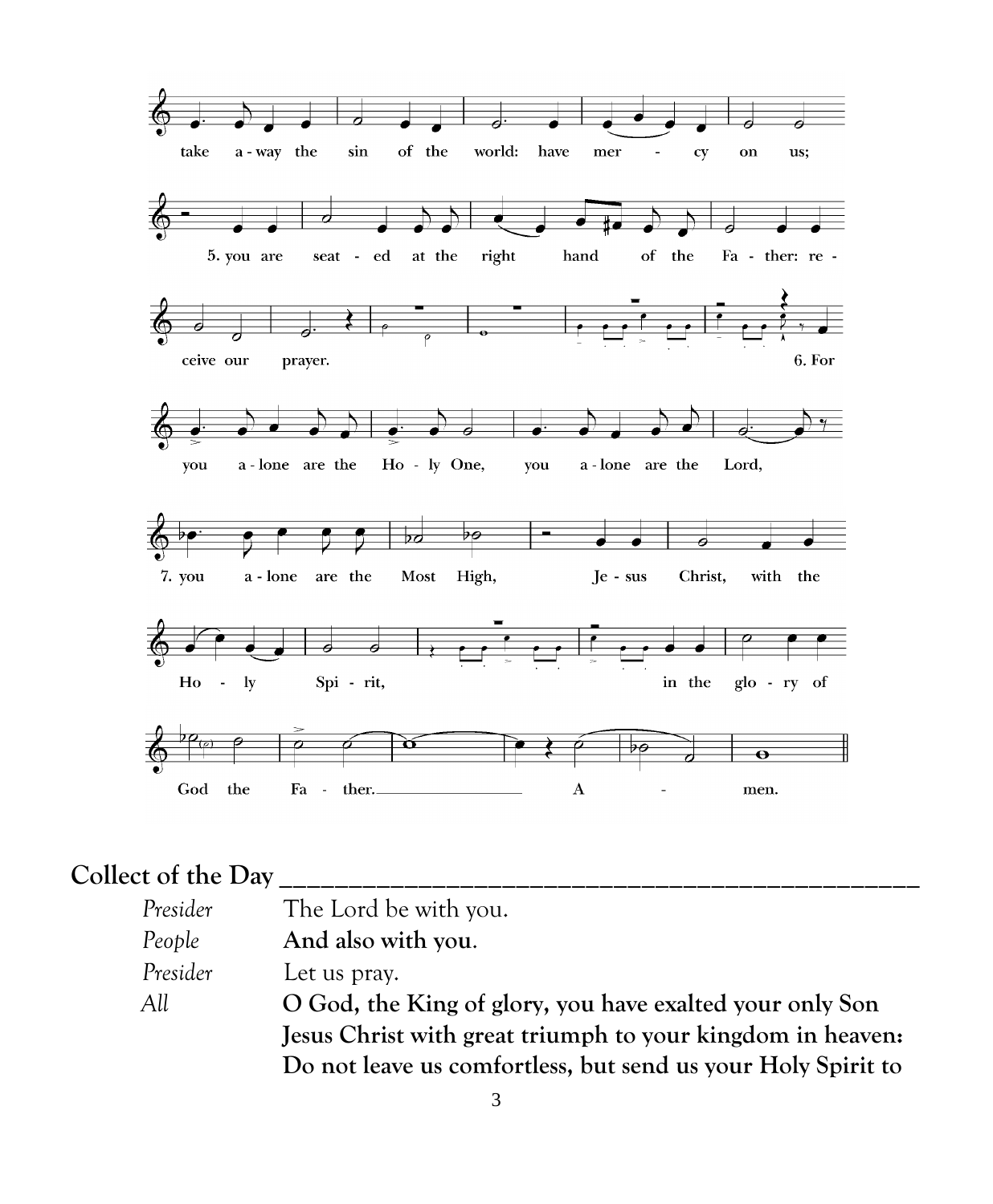take a-way the sin of the world: have mer - cy on us;

5. you are seat - ed at the right hand of the Fa - ther: re - ceive our prayer.

6. For you a-lone are the Ho - ly One, you a-lone are the Lord,

7. you a-lone are the Most High, Je - sus Christ, with the Ho - ly Spi - rit, in the glo - ry of God the Fa - ther. A - men.

## Collect of the Day

*Presider* The Lord be with you.

*People* **And also with you.**

*Presider* Let us pray.

*All* **O God, the King of glory, you have exalted your only Son Jesus Christ with great triumph to your kingdom in heaven: Do not leave us comfortless, but send us your Holy Spirit to**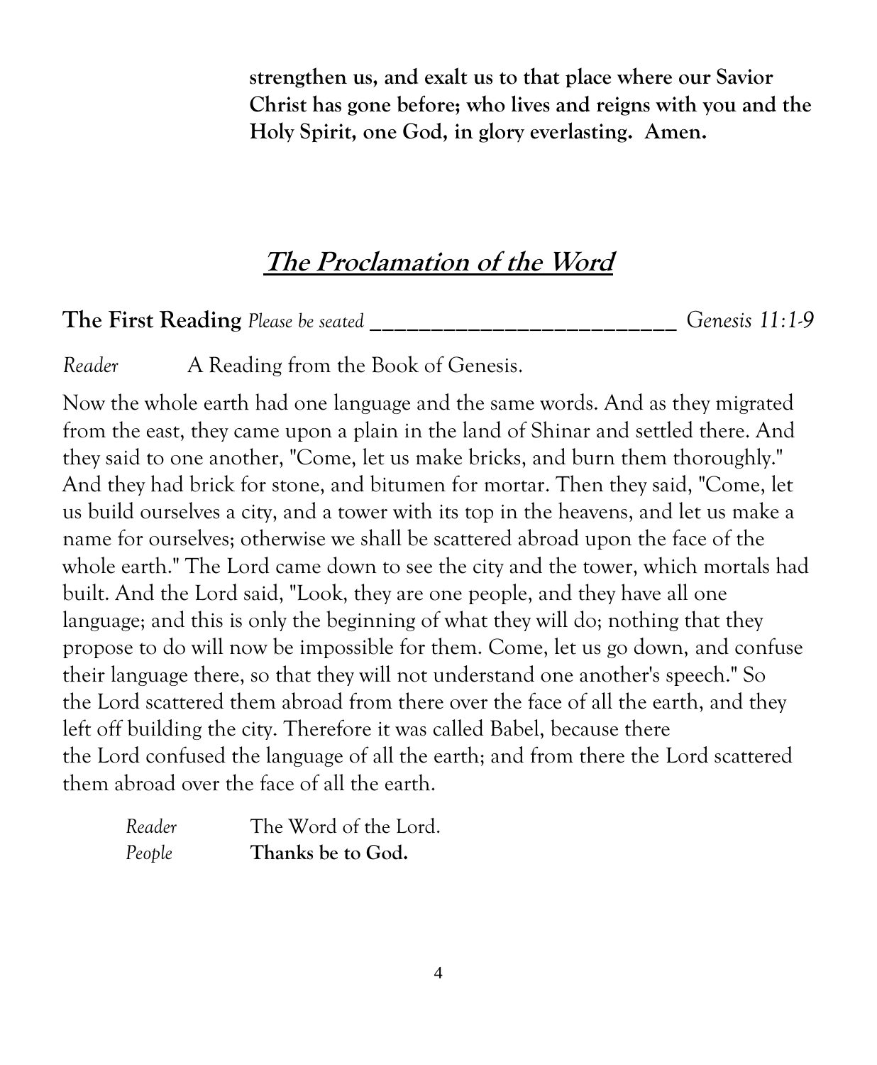**strengthen us, and exalt us to that place where our Savior Christ has gone before; who lives and reigns with you and the Holy Spirit, one God, in glory everlasting. Amen.**

## ***The Proclamation of the Word***

**The First Reading** *Please be seated* ___________________________ *Genesis 11:1-9*

*Reader* A Reading from the Book of Genesis.

Now the whole earth had one language and the same words. And as they migrated from the east, they came upon a plain in the land of Shinar and settled there. And they said to one another, "Come, let us make bricks, and burn them thoroughly." And they had brick for stone, and bitumen for mortar. Then they said, "Come, let us build ourselves a city, and a tower with its top in the heavens, and let us make a name for ourselves; otherwise we shall be scattered abroad upon the face of the whole earth." The Lord came down to see the city and the tower, which mortals had built. And the Lord said, "Look, they are one people, and they have all one language; and this is only the beginning of what they will do; nothing that they propose to do will now be impossible for them. Come, let us go down, and confuse their language there, so that they will not understand one another's speech." So the Lord scattered them abroad from there over the face of all the earth, and they left off building the city. Therefore it was called Babel, because there the Lord confused the language of all the earth; and from there the Lord scattered them abroad over the face of all the earth.

*Reader* The Word of the Lord.
*People* **Thanks be to God.**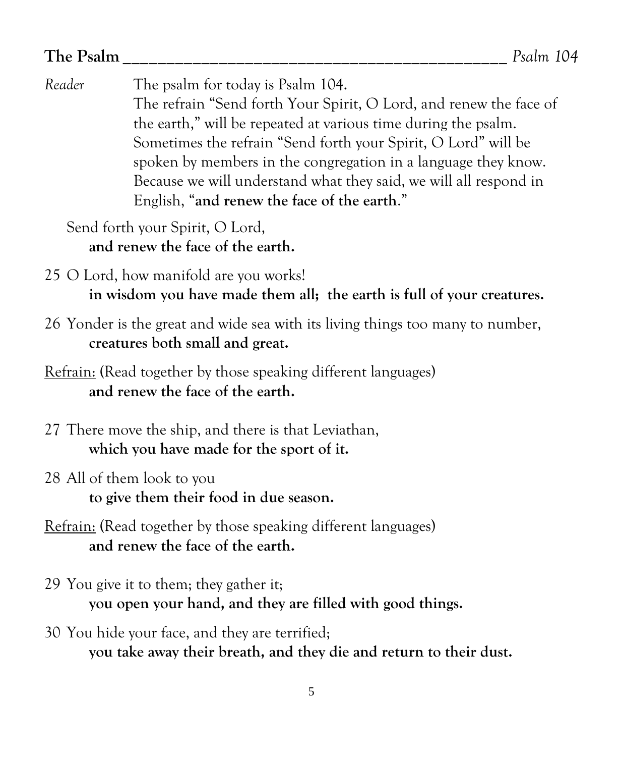**The Psalm** \_\_\_\_\_\_\_\_\_\_\_\_\_\_\_\_\_\_\_\_\_\_\_\_\_\_\_\_\_\_\_\_\_\_\_\_\_\_\_\_\_\_\_\_ *Psalm 104*

*Reader* The psalm for today is Psalm 104.
The refrain "Send forth Your Spirit, O Lord, and renew the face of the earth," will be repeated at various time during the psalm. Sometimes the refrain "Send forth your Spirit, O Lord" will be spoken by members in the congregation in a language they know. Because we will understand what they said, we will all respond in English, "**and renew the face of the earth**."

Send forth your Spirit, O Lord,
**and renew the face of the earth.**

25 O Lord, how manifold are you works!
**in wisdom you have made them all; the earth is full of your creatures.**

26 Yonder is the great and wide sea with its living things too many to number,
**creatures both small and great.**

<u>Refrain:</u> (Read together by those speaking different languages)
**and renew the face of the earth.**

27 There move the ship, and there is that Leviathan,
**which you have made for the sport of it.**

28 All of them look to you
**to give them their food in due season.**

<u>Refrain:</u> (Read together by those speaking different languages)
**and renew the face of the earth.**

29 You give it to them; they gather it;
**you open your hand, and they are filled with good things.**

30 You hide your face, and they are terrified;
**you take away their breath, and they die and return to their dust.**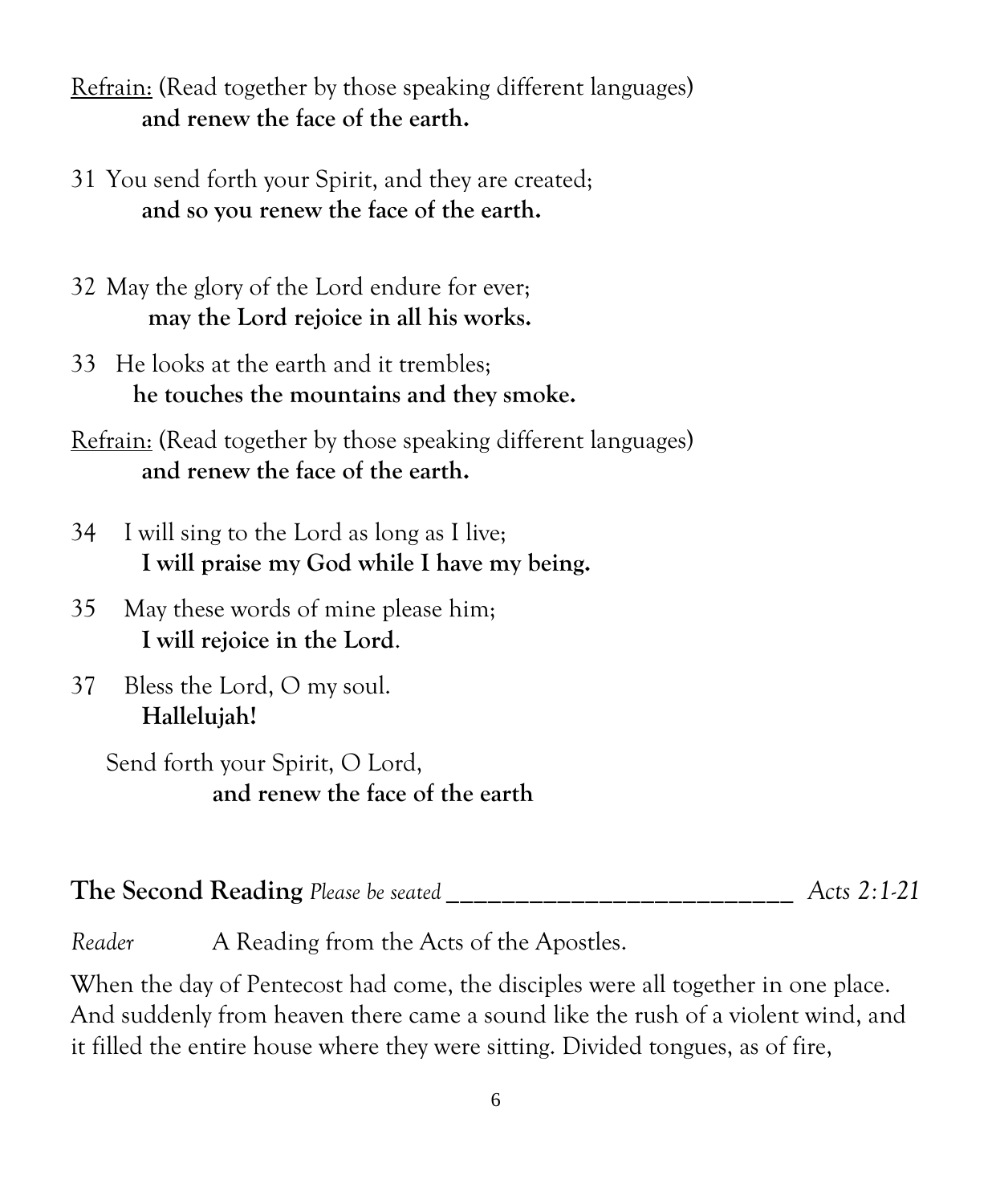Refrain: (Read together by those speaking different languages)
**and renew the face of the earth.**

31 You send forth your Spirit, and they are created;
**and so you renew the face of the earth.**

32 May the glory of the Lord endure for ever;
**may the Lord rejoice in all his works.**

33 He looks at the earth and it trembles;
**he touches the mountains and they smoke.**

Refrain: (Read together by those speaking different languages)
**and renew the face of the earth.**

34 I will sing to the Lord as long as I live;
**I will praise my God while I have my being.**

35 May these words of mine please him;
**I will rejoice in the Lord**.

37 Bless the Lord, O my soul.
**Hallelujah!**

Send forth your Spirit, O Lord,
**and renew the face of the earth**

**The Second Reading** *Please be seated* ___________________________ *Acts 2:1-21*

*Reader* A Reading from the Acts of the Apostles.

When the day of Pentecost had come, the disciples were all together in one place. And suddenly from heaven there came a sound like the rush of a violent wind, and it filled the entire house where they were sitting. Divided tongues, as of fire,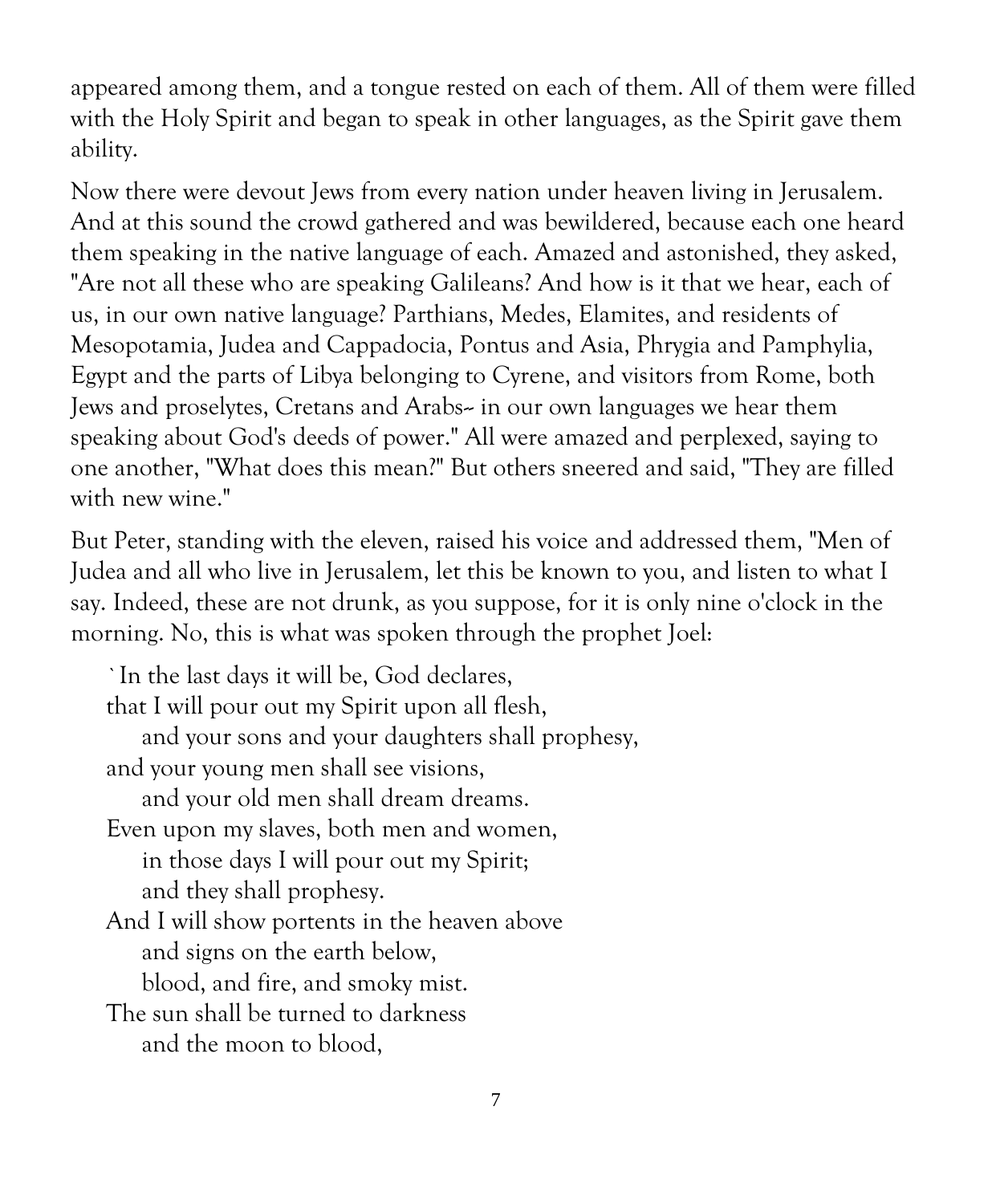appeared among them, and a tongue rested on each of them. All of them were filled with the Holy Spirit and began to speak in other languages, as the Spirit gave them ability.

Now there were devout Jews from every nation under heaven living in Jerusalem. And at this sound the crowd gathered and was bewildered, because each one heard them speaking in the native language of each. Amazed and astonished, they asked, "Are not all these who are speaking Galileans? And how is it that we hear, each of us, in our own native language? Parthians, Medes, Elamites, and residents of Mesopotamia, Judea and Cappadocia, Pontus and Asia, Phrygia and Pamphylia, Egypt and the parts of Libya belonging to Cyrene, and visitors from Rome, both Jews and proselytes, Cretans and Arabs-- in our own languages we hear them speaking about God's deeds of power." All were amazed and perplexed, saying to one another, "What does this mean?" But others sneered and said, "They are filled with new wine."

But Peter, standing with the eleven, raised his voice and addressed them, "Men of Judea and all who live in Jerusalem, let this be known to you, and listen to what I say. Indeed, these are not drunk, as you suppose, for it is only nine o'clock in the morning. No, this is what was spoken through the prophet Joel:

> `In the last days it will be, God declares,  
> that I will pour out my Spirit upon all flesh,  
> &nbsp;&nbsp;&nbsp;&nbsp;and your sons and your daughters shall prophesy,  
> and your young men shall see visions,  
> &nbsp;&nbsp;&nbsp;&nbsp;and your old men shall dream dreams.  
> Even upon my slaves, both men and women,  
> &nbsp;&nbsp;&nbsp;&nbsp;in those days I will pour out my Spirit;  
> &nbsp;&nbsp;&nbsp;&nbsp;and they shall prophesy.  
> And I will show portents in the heaven above  
> &nbsp;&nbsp;&nbsp;&nbsp;and signs on the earth below,  
> &nbsp;&nbsp;&nbsp;&nbsp;blood, and fire, and smoky mist.  
> The sun shall be turned to darkness  
> &nbsp;&nbsp;&nbsp;&nbsp;and the moon to blood,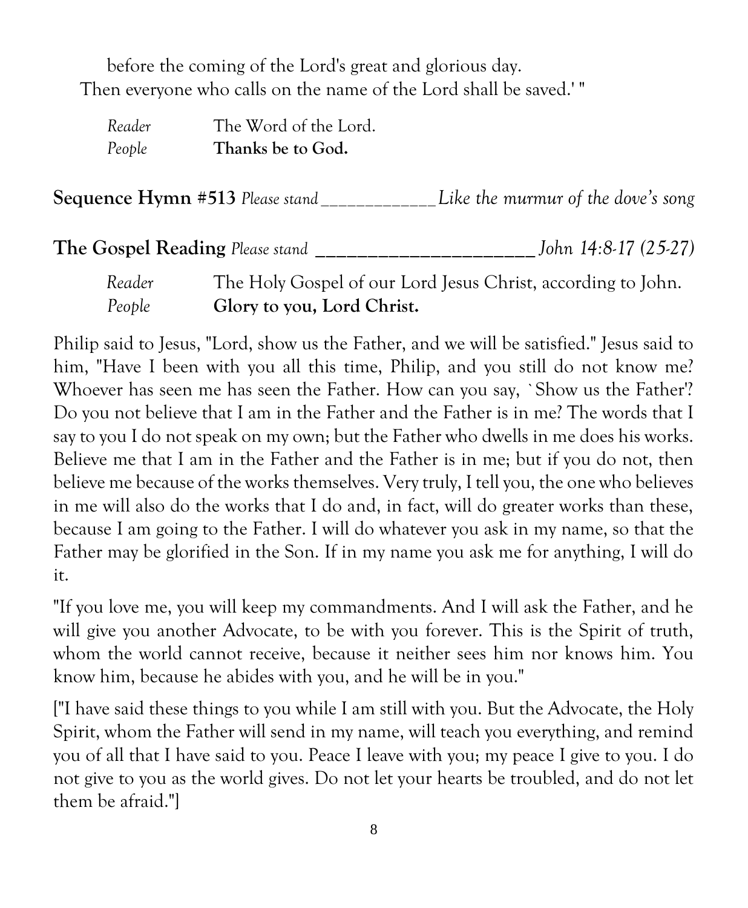before the coming of the Lord's great and glorious day.
Then everyone who calls on the name of the Lord shall be saved.' "

*Reader* The Word of the Lord.
*People* **Thanks be to God.**

**Sequence Hymn #513** *Please stand* ____________ *Like the murmur of the dove's song*

**The Gospel Reading** *Please stand* ______________________ *John 14:8-17 (25-27)*

*Reader* The Holy Gospel of our Lord Jesus Christ, according to John.
*People* **Glory to you, Lord Christ.**

Philip said to Jesus, "Lord, show us the Father, and we will be satisfied." Jesus said to him, "Have I been with you all this time, Philip, and you still do not know me? Whoever has seen me has seen the Father. How can you say, `Show us the Father'? Do you not believe that I am in the Father and the Father is in me? The words that I say to you I do not speak on my own; but the Father who dwells in me does his works. Believe me that I am in the Father and the Father is in me; but if you do not, then believe me because of the works themselves. Very truly, I tell you, the one who believes in me will also do the works that I do and, in fact, will do greater works than these, because I am going to the Father. I will do whatever you ask in my name, so that the Father may be glorified in the Son. If in my name you ask me for anything, I will do it.

"If you love me, you will keep my commandments. And I will ask the Father, and he will give you another Advocate, to be with you forever. This is the Spirit of truth, whom the world cannot receive, because it neither sees him nor knows him. You know him, because he abides with you, and he will be in you."

["I have said these things to you while I am still with you. But the Advocate, the Holy Spirit, whom the Father will send in my name, will teach you everything, and remind you of all that I have said to you. Peace I leave with you; my peace I give to you. I do not give to you as the world gives. Do not let your hearts be troubled, and do not let them be afraid."]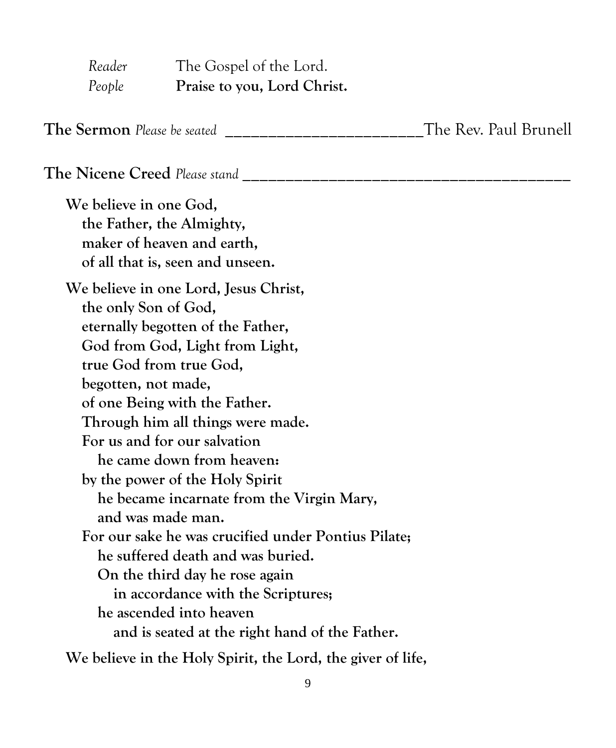*Reader* The Gospel of the Lord.
*People* **Praise to you, Lord Christ.**

**The Sermon** *Please be seated* _______________________The Rev. Paul Brunell

**The Nicene Creed** *Please stand* _______________________________________

**We believe in one God,**
**the Father, the Almighty,**
**maker of heaven and earth,**
**of all that is, seen and unseen.**

**We believe in one Lord, Jesus Christ,**
**the only Son of God,**
**eternally begotten of the Father,**
**God from God, Light from Light,**
**true God from true God,**
**begotten, not made,**
**of one Being with the Father.**
**Through him all things were made.**
**For us and for our salvation**
**he came down from heaven:**
**by the power of the Holy Spirit**
**he became incarnate from the Virgin Mary,**
**and was made man.**
**For our sake he was crucified under Pontius Pilate;**
**he suffered death and was buried.**
**On the third day he rose again**
**in accordance with the Scriptures;**
**he ascended into heaven**
**and is seated at the right hand of the Father.**

**We believe in the Holy Spirit, the Lord, the giver of life,**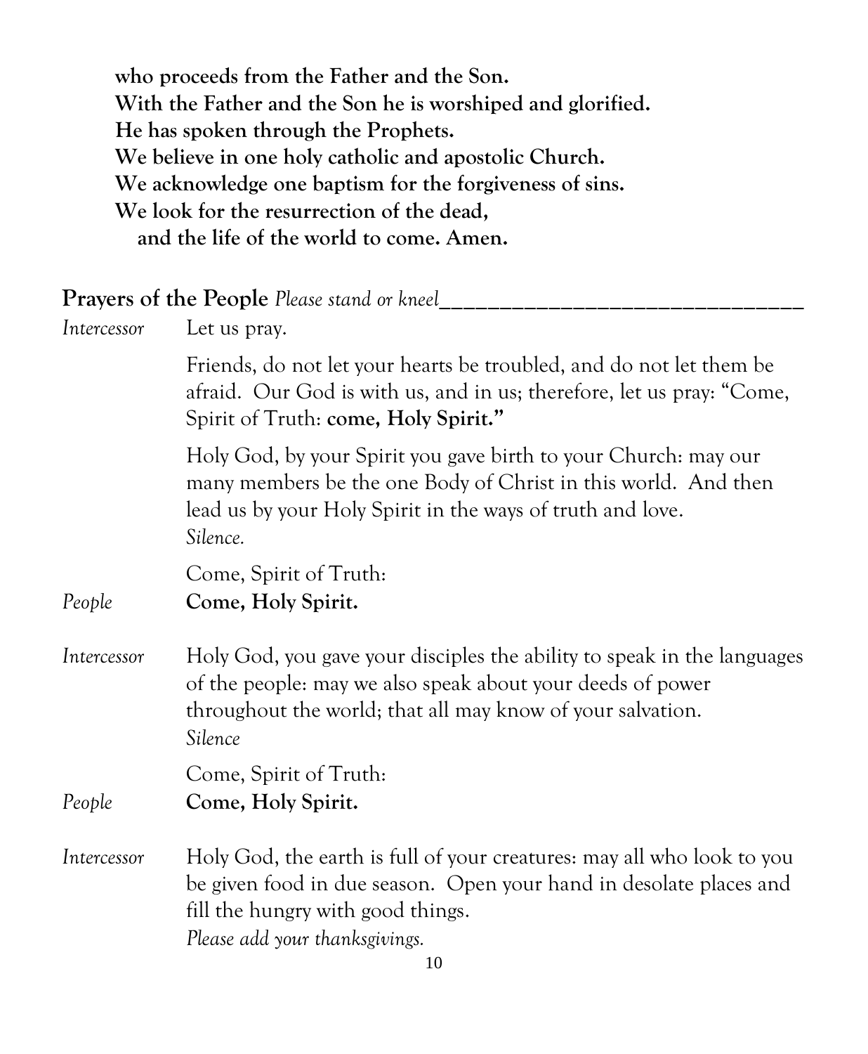**who proceeds from the Father and the Son.**
**With the Father and the Son he is worshiped and glorified.**
**He has spoken through the Prophets.**
**We believe in one holy catholic and apostolic Church.**
**We acknowledge one baptism for the forgiveness of sins.**
**We look for the resurrection of the dead,**
**and the life of the world to come. Amen.**

## Prayers of the People *Please stand or kneel*

*Intercessor* Let us pray.

Friends, do not let your hearts be troubled, and do not let them be afraid. Our God is with us, and in us; therefore, let us pray: "Come, Spirit of Truth: **come, Holy Spirit."**

Holy God, by your Spirit you gave birth to your Church: may our many members be the one Body of Christ in this world. And then lead us by your Holy Spirit in the ways of truth and love.
*Silence.*

Come, Spirit of Truth:

*People* **Come, Holy Spirit.**

*Intercessor* Holy God, you gave your disciples the ability to speak in the languages of the people: may we also speak about your deeds of power throughout the world; that all may know of your salvation.
*Silence*

Come, Spirit of Truth:

*People* **Come, Holy Spirit.**

*Intercessor* Holy God, the earth is full of your creatures: may all who look to you be given food in due season. Open your hand in desolate places and fill the hungry with good things.
*Please add your thanksgivings.*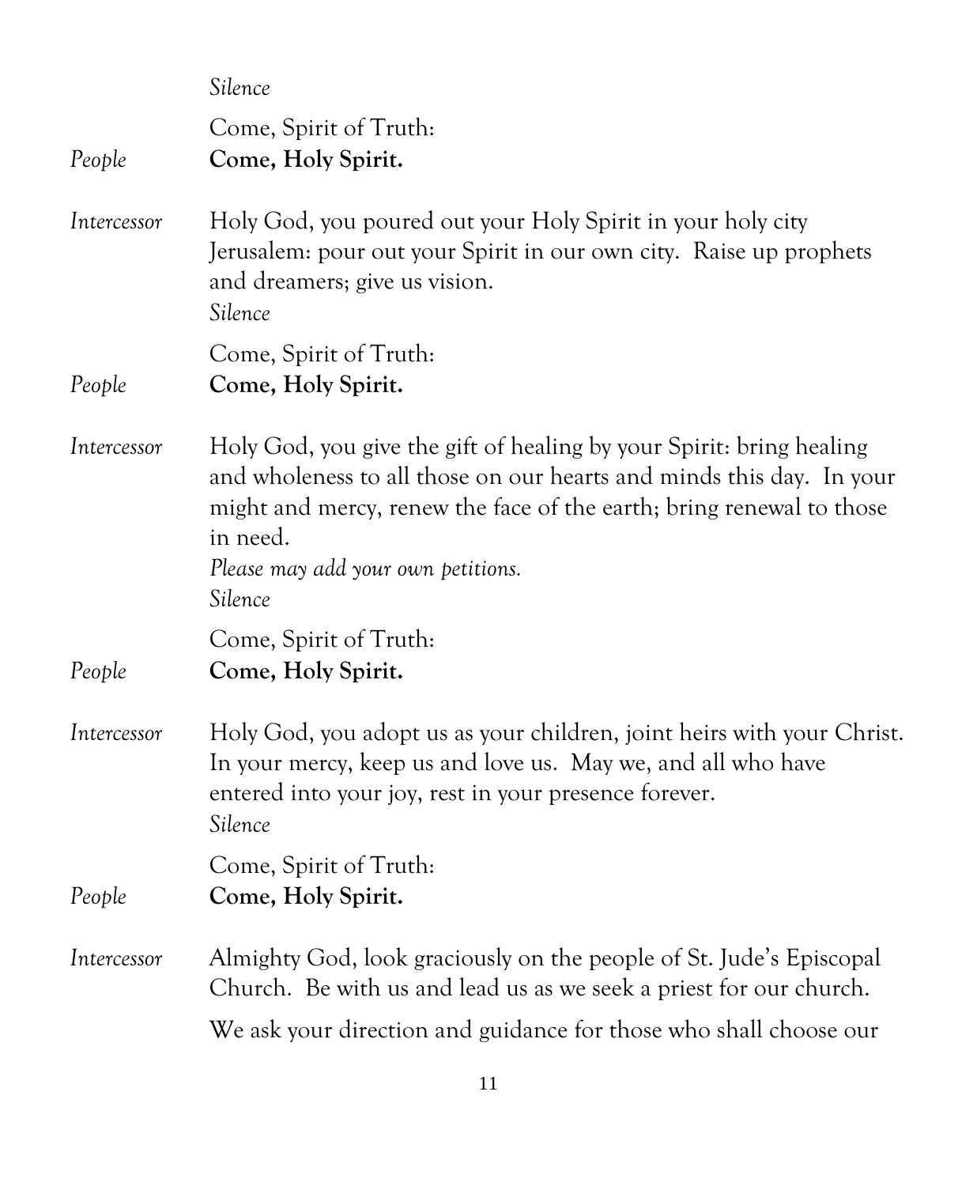*Silence*

Come, Spirit of Truth:

*People* **Come, Holy Spirit.**

*Intercessor* Holy God, you poured out your Holy Spirit in your holy city Jerusalem: pour out your Spirit in our own city. Raise up prophets and dreamers; give us vision.
*Silence*

Come, Spirit of Truth:

*People* **Come, Holy Spirit.**

*Intercessor* Holy God, you give the gift of healing by your Spirit: bring healing and wholeness to all those on our hearts and minds this day. In your might and mercy, renew the face of the earth; bring renewal to those in need.
*Please may add your own petitions.*
*Silence*

Come, Spirit of Truth:

*People* **Come, Holy Spirit.**

*Intercessor* Holy God, you adopt us as your children, joint heirs with your Christ. In your mercy, keep us and love us. May we, and all who have entered into your joy, rest in your presence forever.
*Silence*

Come, Spirit of Truth:

*People* **Come, Holy Spirit.**

*Intercessor* Almighty God, look graciously on the people of St. Jude's Episcopal Church. Be with us and lead us as we seek a priest for our church.

We ask your direction and guidance for those who shall choose our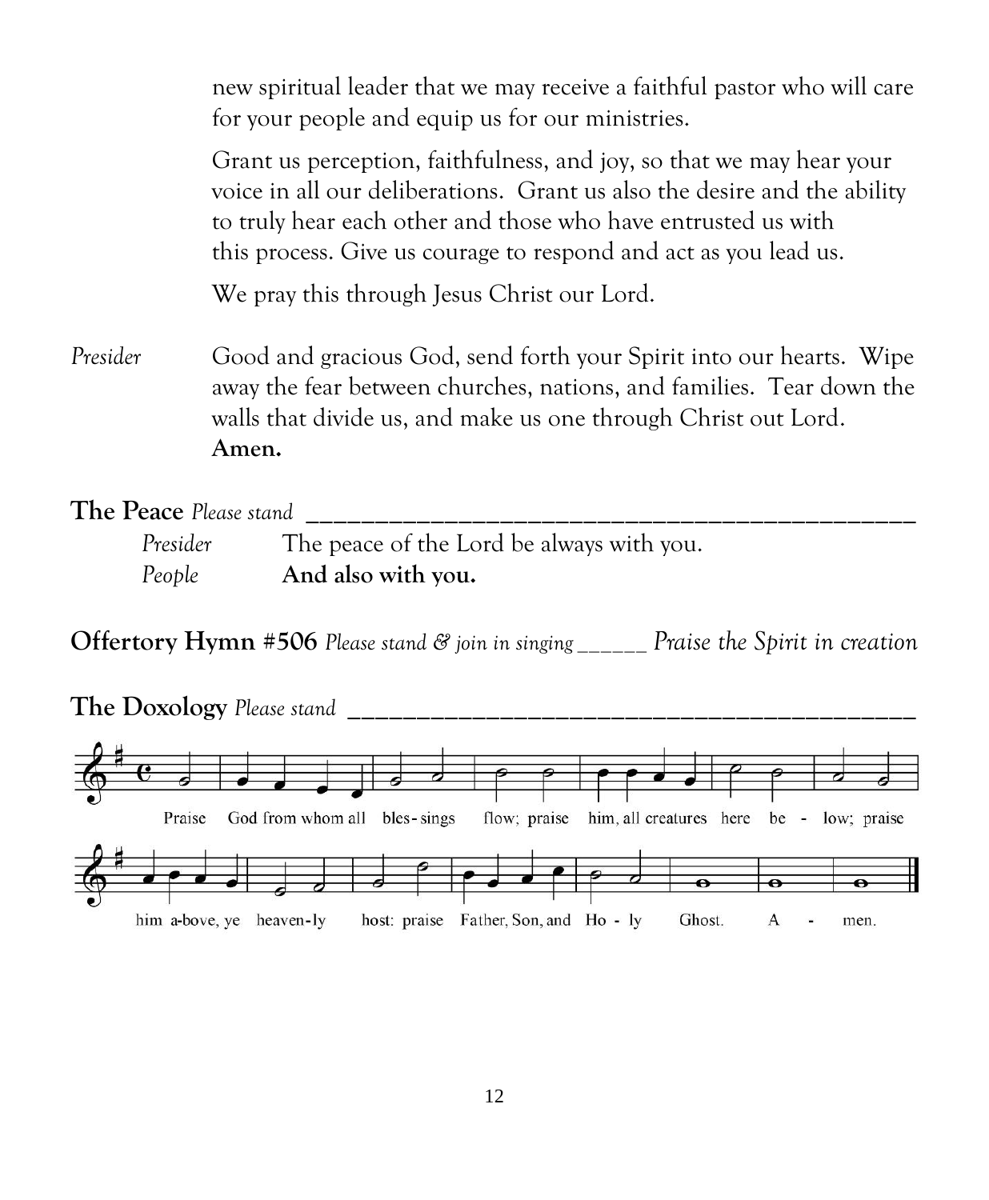new spiritual leader that we may receive a faithful pastor who will care for your people and equip us for our ministries.

Grant us perception, faithfulness, and joy, so that we may hear your voice in all our deliberations. Grant us also the desire and the ability to truly hear each other and those who have entrusted us with this process. Give us courage to respond and act as you lead us.

We pray this through Jesus Christ our Lord.

*Presider* Good and gracious God, send forth your Spirit into our hearts. Wipe away the fear between churches, nations, and families. Tear down the walls that divide us, and make us one through Christ out Lord. **Amen.**

**The Peace** *Please stand*

*Presider* The peace of the Lord be always with you.
*People* **And also with you.**

**Offertory Hymn #506** *Please stand & join in singing* _____ *Praise the Spirit in creation*

**The Doxology** *Please stand*

Praise God from whom all bles-sings flow; praise him, all creatures here be - low; praise him a-bove, ye heaven-ly host: praise Father, Son, and Ho - ly Ghost. A - men.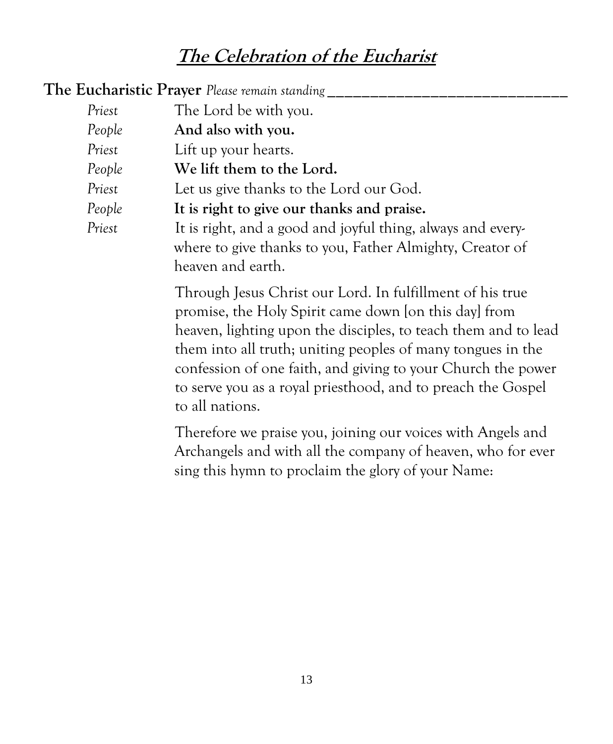# *The Celebration of the Eucharist*

**The Eucharistic Prayer** *Please remain standing*

*Priest* The Lord be with you.

*People* **And also with you.**

*Priest* Lift up your hearts.

*People* **We lift them to the Lord.**

*Priest* Let us give thanks to the Lord our God.

*People* **It is right to give our thanks and praise.**

*Priest* It is right, and a good and joyful thing, always and everywhere to give thanks to you, Father Almighty, Creator of heaven and earth.

Through Jesus Christ our Lord. In fulfillment of his true promise, the Holy Spirit came down [on this day] from heaven, lighting upon the disciples, to teach them and to lead them into all truth; uniting peoples of many tongues in the confession of one faith, and giving to your Church the power to serve you as a royal priesthood, and to preach the Gospel to all nations.

Therefore we praise you, joining our voices with Angels and Archangels and with all the company of heaven, who for ever sing this hymn to proclaim the glory of your Name: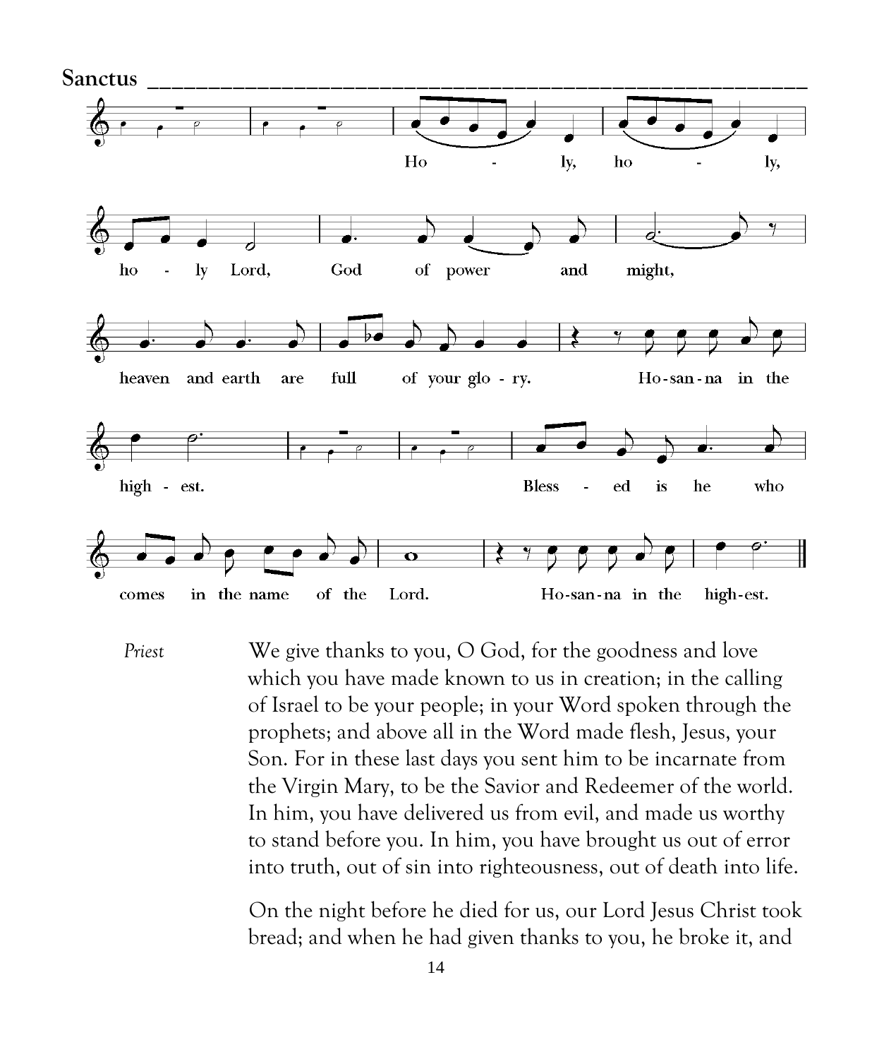## Sanctus

Holy, holy, holy Lord, God of power and might, heaven and earth are full of your glory. Hosanna in the highest. Blessed is he who comes in the name of the Lord. Hosanna in the highest.

*Priest* We give thanks to you, O God, for the goodness and love which you have made known to us in creation; in the calling of Israel to be your people; in your Word spoken through the prophets; and above all in the Word made flesh, Jesus, your Son. For in these last days you sent him to be incarnate from the Virgin Mary, to be the Savior and Redeemer of the world. In him, you have delivered us from evil, and made us worthy to stand before you. In him, you have brought us out of error into truth, out of sin into righteousness, out of death into life.

On the night before he died for us, our Lord Jesus Christ took bread; and when he had given thanks to you, he broke it, and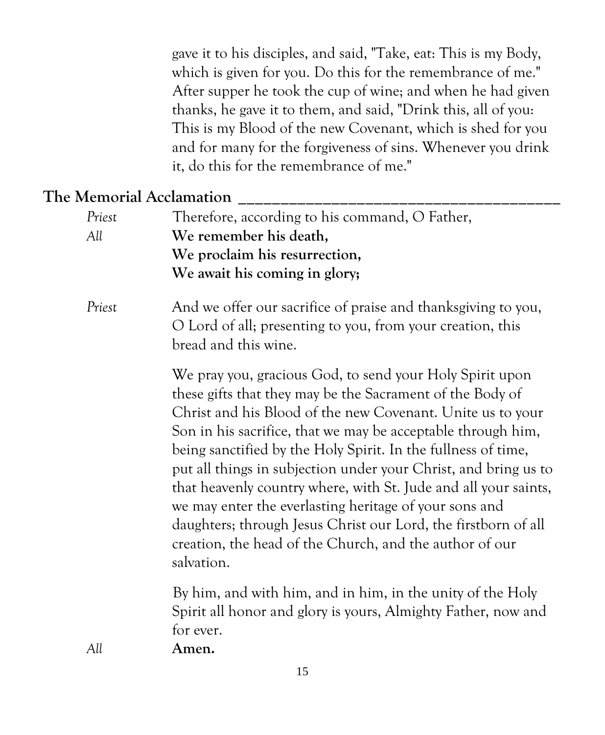gave it to his disciples, and said, "Take, eat: This is my Body, which is given for you. Do this for the remembrance of me." After supper he took the cup of wine; and when he had given thanks, he gave it to them, and said, "Drink this, all of you: This is my Blood of the new Covenant, which is shed for you and for many for the forgiveness of sins. Whenever you drink it, do this for the remembrance of me."

## The Memorial Acclamation

*Priest* Therefore, according to his command, O Father,

*All* **We remember his death,**
**We proclaim his resurrection,**
**We await his coming in glory;**

*Priest* And we offer our sacrifice of praise and thanksgiving to you, O Lord of all; presenting to you, from your creation, this bread and this wine.

We pray you, gracious God, to send your Holy Spirit upon these gifts that they may be the Sacrament of the Body of Christ and his Blood of the new Covenant. Unite us to your Son in his sacrifice, that we may be acceptable through him, being sanctified by the Holy Spirit. In the fullness of time, put all things in subjection under your Christ, and bring us to that heavenly country where, with St. Jude and all your saints, we may enter the everlasting heritage of your sons and daughters; through Jesus Christ our Lord, the firstborn of all creation, the head of the Church, and the author of our salvation.

By him, and with him, and in him, in the unity of the Holy Spirit all honor and glory is yours, Almighty Father, now and for ever.

*All* **Amen.**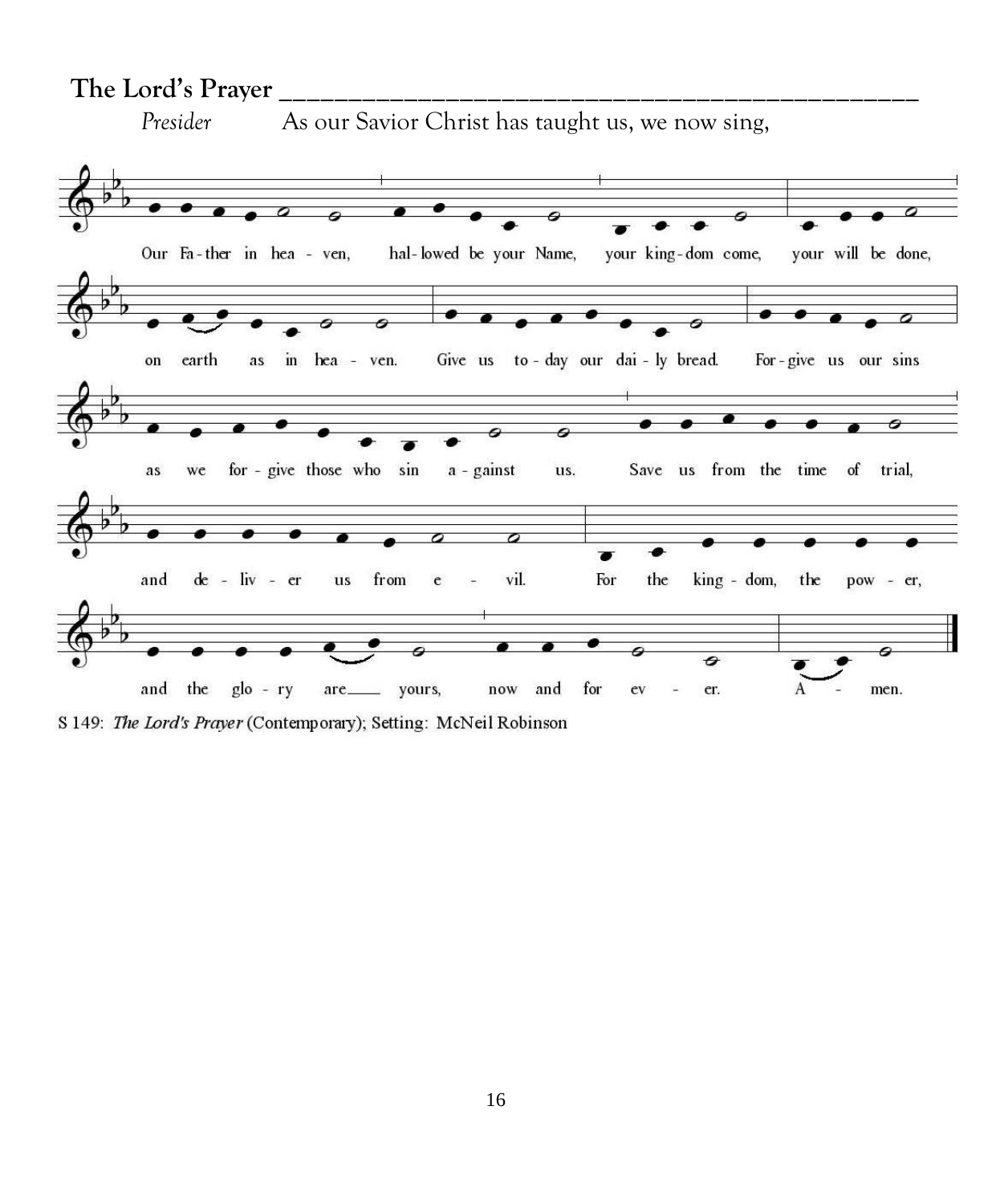## The Lord's Prayer

*Presider* As our Savior Christ has taught us, we now sing,

Our Father in heaven, hallowed be your Name, your kingdom come, your will be done, on earth as in heaven. Give us today our daily bread. Forgive us our sins as we forgive those who sin against us. Save us from the time of trial, and deliver us from evil. For the kingdom, the power, and the glory are yours, now and for ever. Amen.

S 149: *The Lord's Prayer* (Contemporary); Setting: McNeil Robinson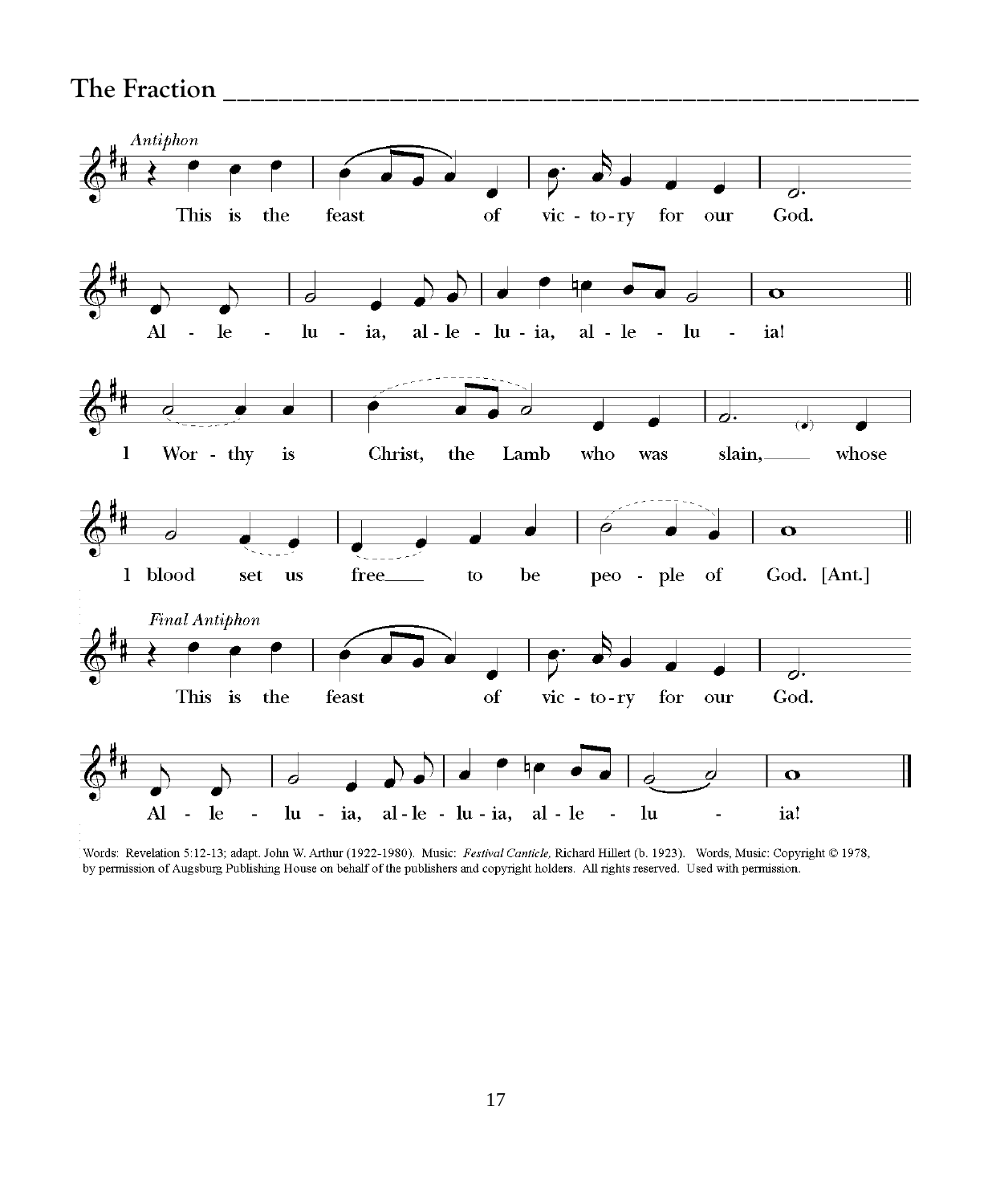## The Fraction

*Antiphon*

This is the feast of vic - to - ry for our God.

Al - le - lu - ia, al - le - lu - ia, al - le - lu - ia!

1 Wor - thy is Christ, the Lamb who was slain, whose

1 blood set us free to be peo - ple of God. [Ant.]

*Final Antiphon*

This is the feast of vic - to - ry for our God.

Al - le - lu - ia, al - le - lu - ia, al - le - lu - ia!

Words: Revelation 5:12-13; adapt. John W. Arthur (1922-1980). Music: *Festival Canticle,* Richard Hillert (b. 1923). Words, Music: Copyright © 1978, by permission of Augsburg Publishing House on behalf of the publishers and copyright holders. All rights reserved. Used with permission.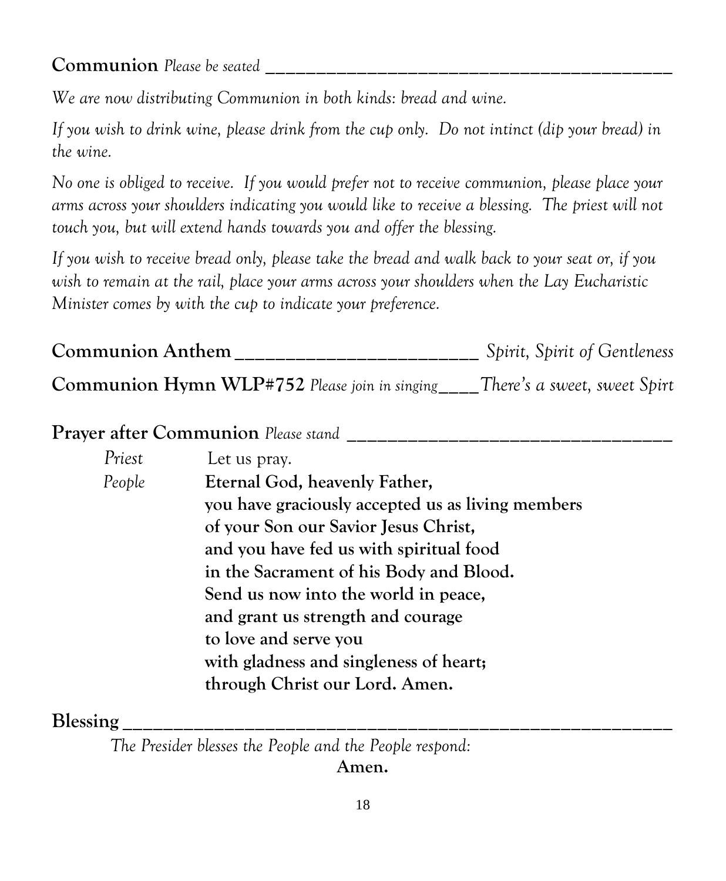**Communion** *Please be seated* \_\_\_\_\_\_\_\_\_\_\_\_\_\_\_\_\_\_\_\_\_\_\_\_\_\_\_\_\_\_\_\_\_\_\_\_\_\_\_\_\_\_

*We are now distributing Communion in both kinds: bread and wine.*

*If you wish to drink wine, please drink from the cup only. Do not intinct (dip your bread) in the wine.*

*No one is obliged to receive. If you would prefer not to receive communion, please place your arms across your shoulders indicating you would like to receive a blessing. The priest will not touch you, but will extend hands towards you and offer the blessing.*

*If you wish to receive bread only, please take the bread and walk back to your seat or, if you wish to remain at the rail, place your arms across your shoulders when the Lay Eucharistic Minister comes by with the cup to indicate your preference.*

**Communion Anthem** \_\_\_\_\_\_\_\_\_\_\_\_\_\_\_\_\_\_\_\_\_\_\_\_\_ *Spirit, Spirit of Gentleness*

**Communion Hymn WLP#752** *Please join in singing*\_\_\_\_*There's a sweet, sweet Spirt*

**Prayer after Communion** *Please stand* \_\_\_\_\_\_\_\_\_\_\_\_\_\_\_\_\_\_\_\_\_\_\_\_\_\_\_\_\_\_\_\_\_\_

*Priest* Let us pray.

*People* **Eternal God, heavenly Father,**
**you have graciously accepted us as living members**
**of your Son our Savior Jesus Christ,**
**and you have fed us with spiritual food**
**in the Sacrament of his Body and Blood.**
**Send us now into the world in peace,**
**and grant us strength and courage**
**to love and serve you**
**with gladness and singleness of heart;**
**through Christ our Lord. Amen.**

**Blessing** \_\_\_\_\_\_\_\_\_\_\_\_\_\_\_\_\_\_\_\_\_\_\_\_\_\_\_\_\_\_\_\_\_\_\_\_\_\_\_\_\_\_\_\_\_\_\_\_\_\_\_\_\_\_\_\_\_\_

*The Presider blesses the People and the People respond:*

**Amen.**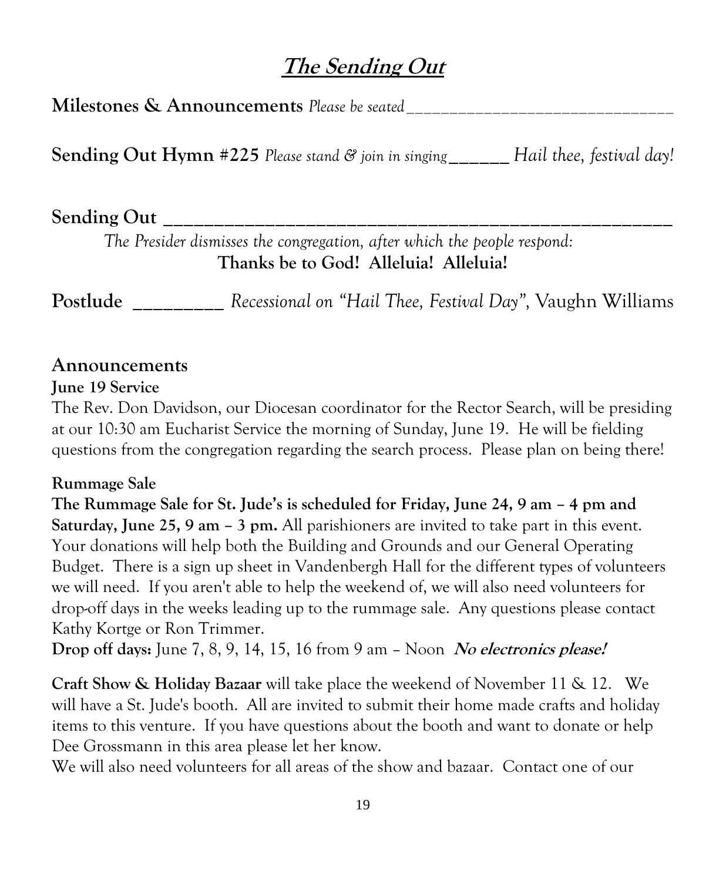# ***The Sending Out***

**Milestones & Announcements** *Please be seated*_______________________________

**Sending Out Hymn #225** *Please stand & join in singing*______ *Hail thee, festival day!*

**Sending Out** ______________________________________________________

*The Presider dismisses the congregation, after which the people respond:*

**Thanks be to God! Alleluia! Alleluia!**

**Postlude** _________ *Recessional on "Hail Thee, Festival Day"*, Vaughn Williams

## Announcements

**June 19 Service**

The Rev. Don Davidson, our Diocesan coordinator for the Rector Search, will be presiding at our 10:30 am Eucharist Service the morning of Sunday, June 19. He will be fielding questions from the congregation regarding the search process. Please plan on being there!

**Rummage Sale**

**The Rummage Sale for St. Jude's is scheduled for Friday, June 24, 9 am – 4 pm and Saturday, June 25, 9 am – 3 pm.** All parishioners are invited to take part in this event. Your donations will help both the Building and Grounds and our General Operating Budget. There is a sign up sheet in Vandenbergh Hall for the different types of volunteers we will need. If you aren't able to help the weekend of, we will also need volunteers for drop-off days in the weeks leading up to the rummage sale. Any questions please contact Kathy Kortge or Ron Trimmer.

**Drop off days:** June 7, 8, 9, 14, 15, 16 from 9 am – Noon ***No electronics please!***

**Craft Show & Holiday Bazaar** will take place the weekend of November 11 & 12. We will have a St. Jude's booth. All are invited to submit their home made crafts and holiday items to this venture. If you have questions about the booth and want to donate or help Dee Grossmann in this area please let her know.

We will also need volunteers for all areas of the show and bazaar. Contact one of our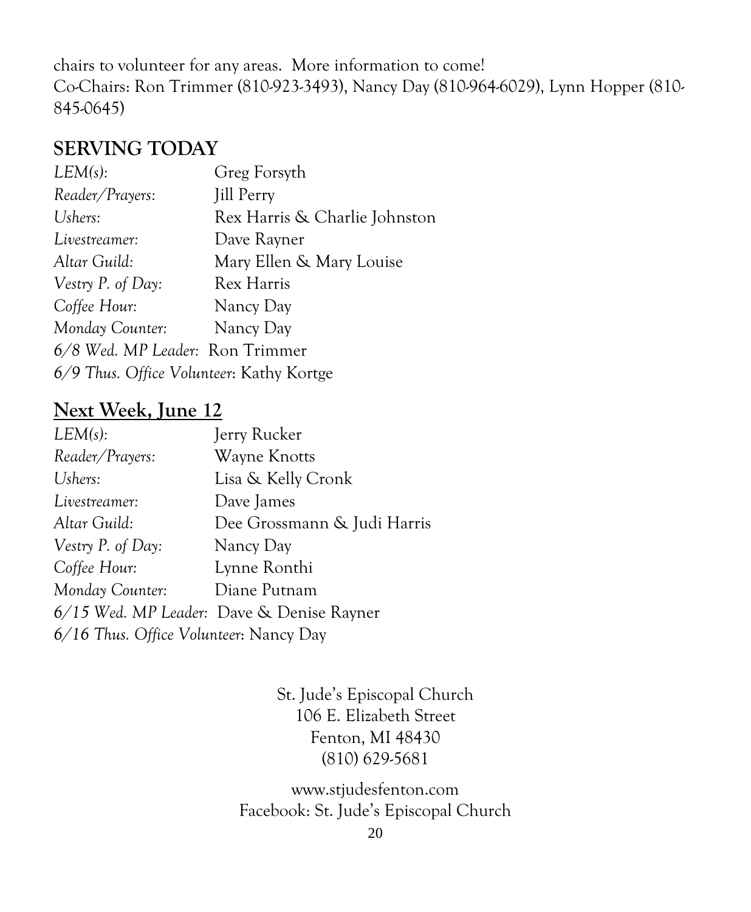chairs to volunteer for any areas. More information to come!
Co-Chairs: Ron Trimmer (810-923-3493), Nancy Day (810-964-6029), Lynn Hopper (810-845-0645)

## SERVING TODAY

| | |
|---|---|
| *LEM(s):* | Greg Forsyth |
| *Reader/Prayers:* | Jill Perry |
| *Ushers:* | Rex Harris & Charlie Johnston |
| *Livestreamer:* | Dave Rayner |
| *Altar Guild:* | Mary Ellen & Mary Louise |
| *Vestry P. of Day:* | Rex Harris |
| *Coffee Hour:* | Nancy Day |
| *Monday Counter:* | Nancy Day |

*6/8 Wed. MP Leader:* Ron Trimmer
*6/9 Thus. Office Volunteer*: Kathy Kortge

## Next Week, June 12

| | |
|---|---|
| *LEM(s):* | Jerry Rucker |
| *Reader/Prayers:* | Wayne Knotts |
| *Ushers:* | Lisa & Kelly Cronk |
| *Livestreamer:* | Dave James |
| *Altar Guild:* | Dee Grossmann & Judi Harris |
| *Vestry P. of Day:* | Nancy Day |
| *Coffee Hour:* | Lynne Ronthi |
| *Monday Counter:* | Diane Putnam |

*6/15 Wed. MP Leader:* Dave & Denise Rayner
*6/16 Thus. Office Volunteer*: Nancy Day

St. Jude's Episcopal Church
106 E. Elizabeth Street
Fenton, MI 48430
(810) 629-5681

www.stjudesfenton.com
Facebook: St. Jude's Episcopal Church